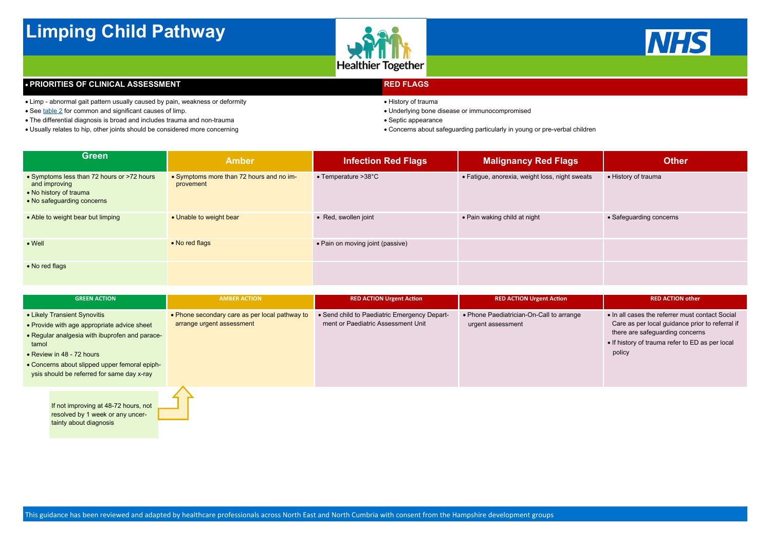# Limping Child Pathway

Healthier Together

NHS

## • PRIORITIES OF CLINICAL ASSESSMENT

- Limp - abnormal gait pattern usually caused by pain, weakness or deformity
- See table 2 for common and significant causes of limp.
- The differential diagnosis is broad and includes trauma and non-trauma
- Usually relates to hip, other joints should be considered more concerning

## RED FLAGS

- History of trauma
- Underlying bone disease or immunocompromised
- Septic appearance
- Concerns about safeguarding particularly in young or pre-verbal children

| Green | Amber | Infection Red Flags | Malignancy Red Flags | Other |
|---|---|---|---|---|
| • Symptoms less than 72 hours or >72 hours and improving<br>• No history of trauma<br>• No safeguarding concerns | • Symptoms more than 72 hours and no improvement | • Temperature >38°C | • Fatigue, anorexia, weight loss, night sweats | • History of trauma |
| • Able to weight bear but limping | • Unable to weight bear | • Red, swollen joint | • Pain waking child at night | • Safeguarding concerns |
| • Well | • No red flags | • Pain on moving joint (passive) | | |
| • No red flags | | | | |

| GREEN ACTION | AMBER ACTION | RED ACTION Urgent Action | RED ACTION Urgent Action | RED ACTION other |
|---|---|---|---|---|
| • Likely Transient Synovitis<br>• Provide with age appropriate advice sheet<br>• Regular analgesia with ibuprofen and paracetamol<br>• Review in 48 - 72 hours<br>• Concerns about slipped upper femoral epiphysis should be referred for same day x-ray | • Phone secondary care as per local pathway to arrange urgent assessment | • Send child to Paediatric Emergency Department or Paediatric Assessment Unit | • Phone Paediatrician-On-Call to arrange urgent assessment | • In all cases the referrer must contact Social Care as per local guidance prior to referral if there are safeguarding concerns<br>• If history of trauma refer to ED as per local policy |

If not improving at 48-72 hours, not resolved by 1 week or any uncertainty about diagnosis → Amber Action

This guidance has been reviewed and adapted by healthcare professionals across North East and North Cumbria with consent from the Hampshire development groups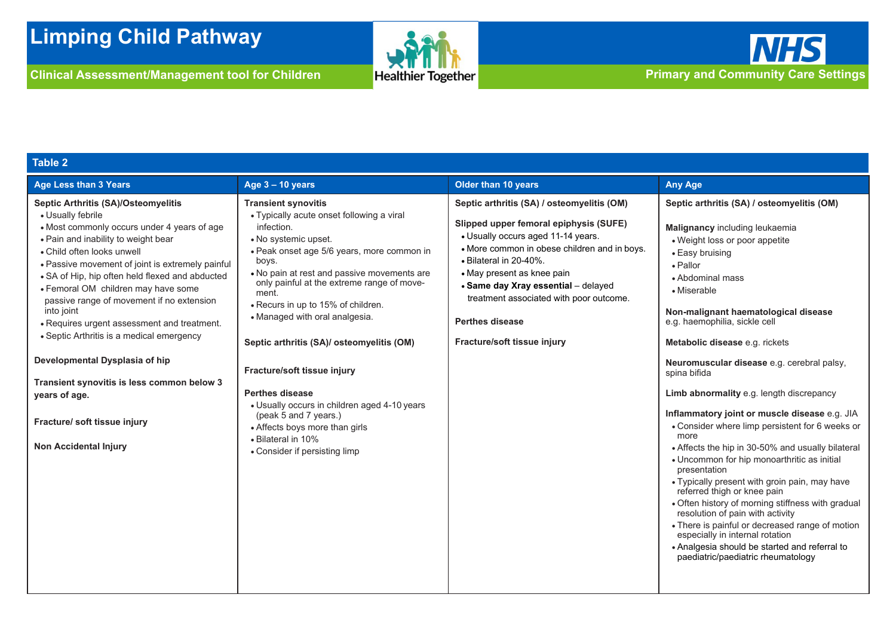# Limping Child Pathway

**Clinical Assessment/Management tool for Children**

Healthier Together

**Primary and Community Care Settings**

## Table 2

| Age Less than 3 Years | Age 3 – 10 years | Older than 10 years | Any Age |
|---|---|---|---|
| **Septic Arthritis (SA)/Osteomyelitis**<br>• Usually febrile<br>• Most commonly occurs under 4 years of age<br>• Pain and inability to weight bear<br>• Child often looks unwell<br>• Passive movement of joint is extremely painful<br>• SA of Hip, hip often held flexed and abducted<br>• Femoral OM children may have some passive range of movement if no extension into joint<br>• Requires urgent assessment and treatment.<br>• Septic Arthritis is a medical emergency<br><br>**Developmental Dysplasia of hip**<br><br>**Transient synovitis is less common below 3 years of age.**<br><br>**Fracture/ soft tissue injury**<br><br>**Non Accidental Injury** | **Transient synovitis**<br>• Typically acute onset following a viral infection.<br>• No systemic upset.<br>• Peak onset age 5/6 years, more common in boys.<br>• No pain at rest and passive movements are only painful at the extreme range of movement.<br>• Recurs in up to 15% of children.<br>• Managed with oral analgesia.<br><br>**Septic arthritis (SA)/ osteomyelitis (OM)**<br><br>**Fracture/soft tissue injury**<br><br>**Perthes disease**<br>• Usually occurs in children aged 4-10 years (peak 5 and 7 years.)<br>• Affects boys more than girls<br>• Bilateral in 10%<br>• Consider if persisting limp | **Septic arthritis (SA) / osteomyelitis (OM)**<br><br>**Slipped upper femoral epiphysis (SUFE)**<br>• Usually occurs aged 11-14 years.<br>• More common in obese children and in boys.<br>• Bilateral in 20-40%.<br>• May present as knee pain<br>• **Same day Xray essential** – delayed treatment associated with poor outcome.<br><br>**Perthes disease**<br><br>**Fracture/soft tissue injury** | **Septic arthritis (SA) / osteomyelitis (OM)**<br><br>**Malignancy** including leukaemia<br>• Weight loss or poor appetite<br>• Easy bruising<br>• Pallor<br>• Abdominal mass<br>• Miserable<br><br>**Non-malignant haematological disease** e.g. haemophilia, sickle cell<br><br>**Metabolic disease** e.g. rickets<br><br>**Neuromuscular disease** e.g. cerebral palsy, spina bifida<br><br>**Limb abnormality** e.g. length discrepancy<br><br>**Inflammatory joint or muscle disease** e.g. JIA<br>• Consider where limp persistent for 6 weeks or more<br>• Affects the hip in 30-50% and usually bilateral<br>• Uncommon for hip monoarthritic as initial presentation<br>• Typically present with groin pain, may have referred thigh or knee pain<br>• Often history of morning stiffness with gradual resolution of pain with activity<br>• There is painful or decreased range of motion especially in internal rotation<br>• Analgesia should be started and referral to paediatric/paediatric rheumatology |